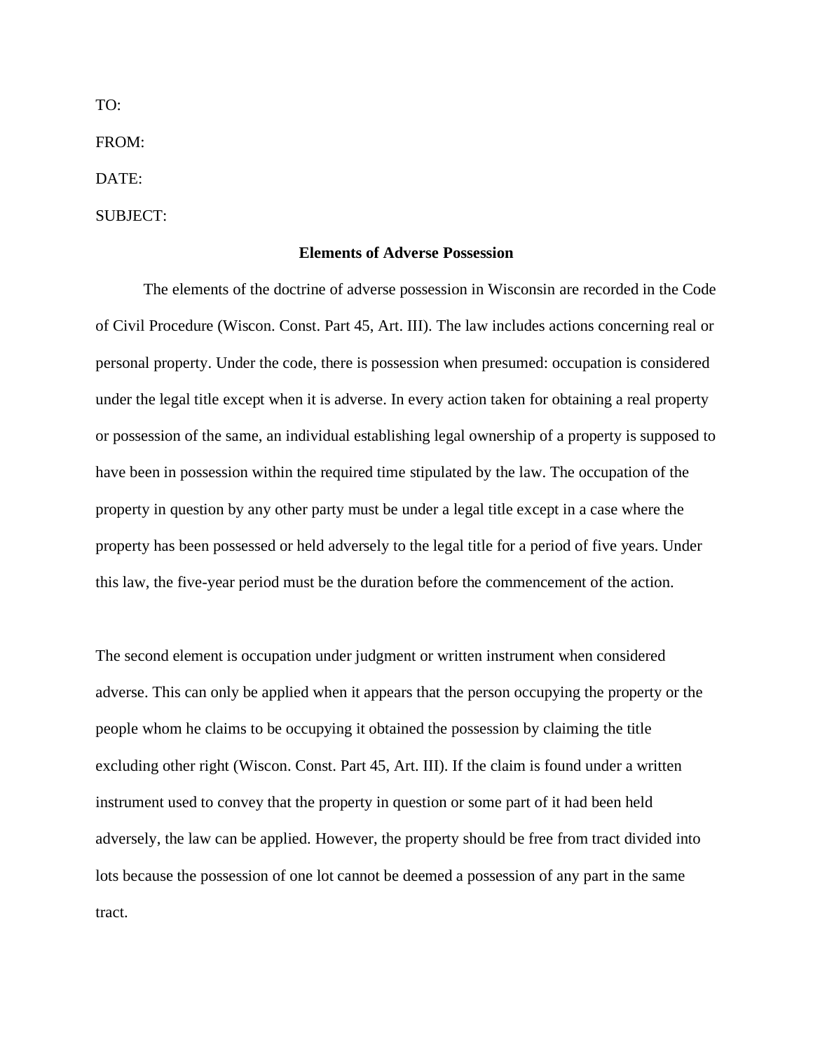TO:

FROM:

DATE:

SUBJECT:

**Elements of Adverse Possession**

The elements of the doctrine of adverse possession in Wisconsin are recorded in the Code of Civil Procedure (Wiscon. Const. Part 45, Art. III). The law includes actions concerning real or personal property. Under the code, there is possession when presumed: occupation is considered under the legal title except when it is adverse. In every action taken for obtaining a real property or possession of the same, an individual establishing legal ownership of a property is supposed to have been in possession within the required time stipulated by the law. The occupation of the property in question by any other party must be under a legal title except in a case where the property has been possessed or held adversely to the legal title for a period of five years. Under this law, the five-year period must be the duration before the commencement of the action.

The second element is occupation under judgment or written instrument when considered adverse. This can only be applied when it appears that the person occupying the property or the people whom he claims to be occupying it obtained the possession by claiming the title excluding other right (Wiscon. Const. Part 45, Art. III). If the claim is found under a written instrument used to convey that the property in question or some part of it had been held adversely, the law can be applied. However, the property should be free from tract divided into lots because the possession of one lot cannot be deemed a possession of any part in the same tract.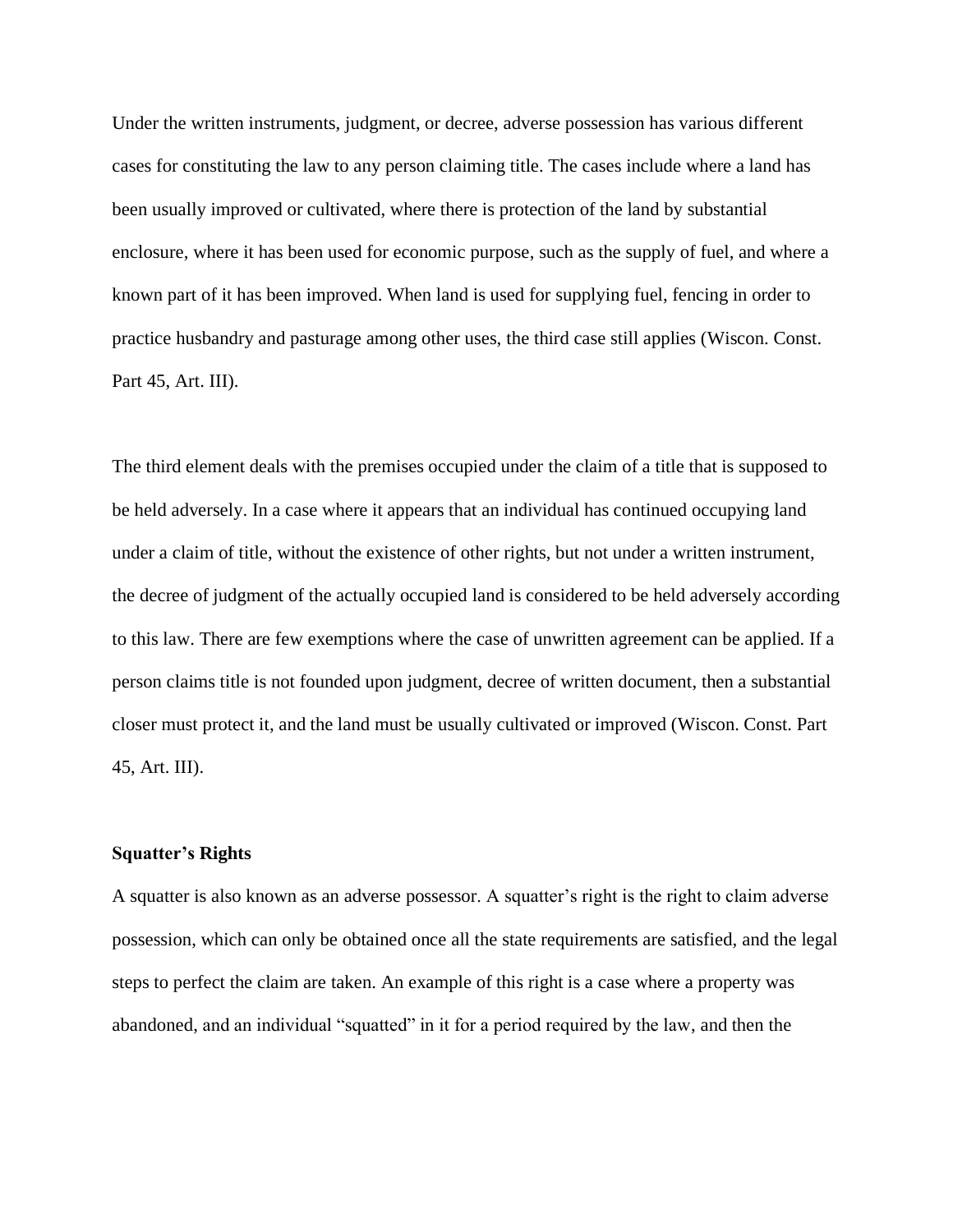Under the written instruments, judgment, or decree, adverse possession has various different cases for constituting the law to any person claiming title. The cases include where a land has been usually improved or cultivated, where there is protection of the land by substantial enclosure, where it has been used for economic purpose, such as the supply of fuel, and where a known part of it has been improved. When land is used for supplying fuel, fencing in order to practice husbandry and pasturage among other uses, the third case still applies (Wiscon. Const. Part 45, Art. III).

The third element deals with the premises occupied under the claim of a title that is supposed to be held adversely. In a case where it appears that an individual has continued occupying land under a claim of title, without the existence of other rights, but not under a written instrument, the decree of judgment of the actually occupied land is considered to be held adversely according to this law. There are few exemptions where the case of unwritten agreement can be applied. If a person claims title is not founded upon judgment, decree of written document, then a substantial closer must protect it, and the land must be usually cultivated or improved (Wiscon. Const. Part 45, Art. III).

### Squatter's Rights

A squatter is also known as an adverse possessor. A squatter's right is the right to claim adverse possession, which can only be obtained once all the state requirements are satisfied, and the legal steps to perfect the claim are taken. An example of this right is a case where a property was abandoned, and an individual "squatted" in it for a period required by the law, and then the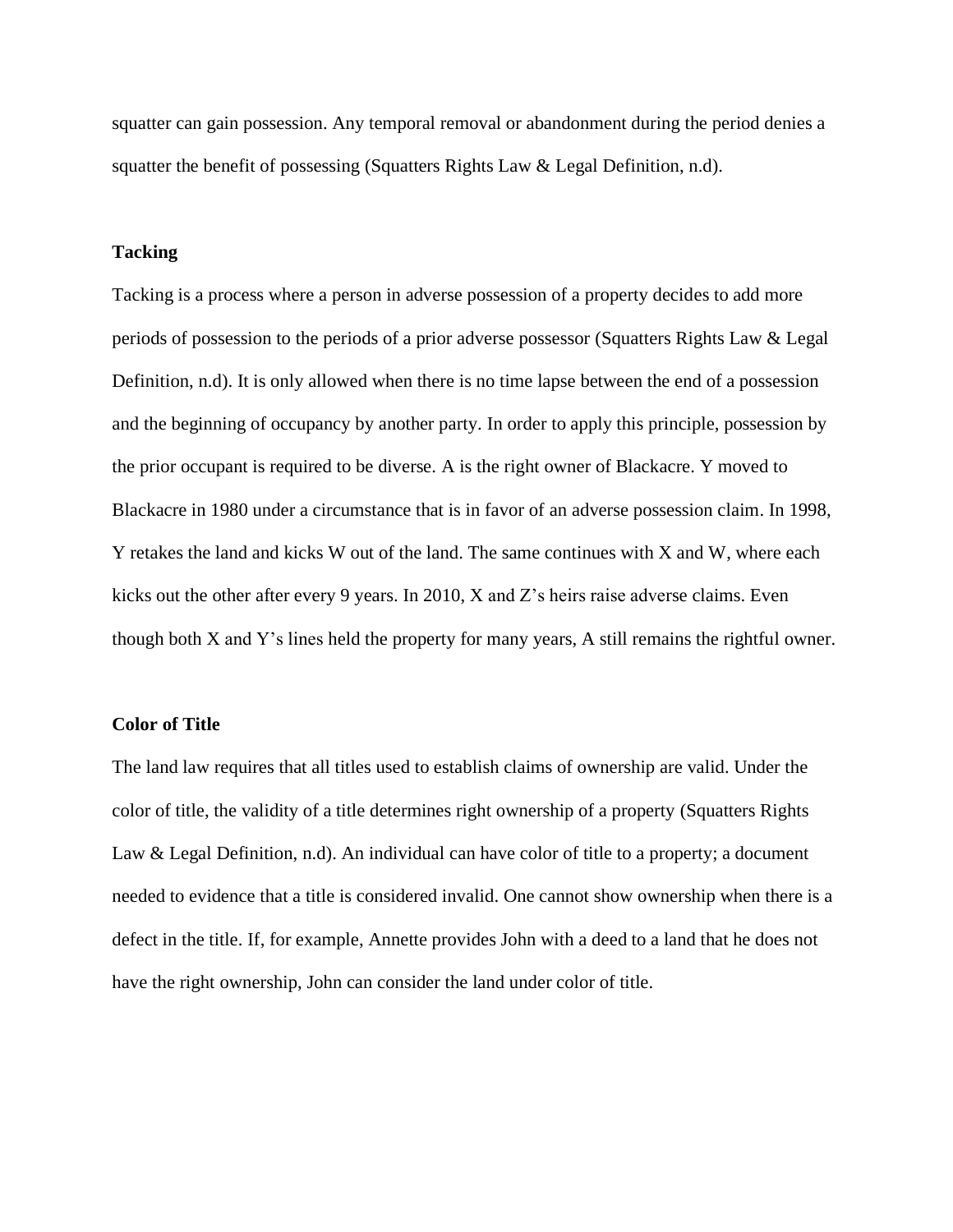squatter can gain possession. Any temporal removal or abandonment during the period denies a squatter the benefit of possessing (Squatters Rights Law & Legal Definition, n.d).

### Tacking

Tacking is a process where a person in adverse possession of a property decides to add more periods of possession to the periods of a prior adverse possessor (Squatters Rights Law & Legal Definition, n.d). It is only allowed when there is no time lapse between the end of a possession and the beginning of occupancy by another party. In order to apply this principle, possession by the prior occupant is required to be diverse. A is the right owner of Blackacre. Y moved to Blackacre in 1980 under a circumstance that is in favor of an adverse possession claim. In 1998, Y retakes the land and kicks W out of the land. The same continues with X and W, where each kicks out the other after every 9 years. In 2010, X and Z's heirs raise adverse claims. Even though both X and Y's lines held the property for many years, A still remains the rightful owner.

### Color of Title

The land law requires that all titles used to establish claims of ownership are valid. Under the color of title, the validity of a title determines right ownership of a property (Squatters Rights Law & Legal Definition, n.d). An individual can have color of title to a property; a document needed to evidence that a title is considered invalid. One cannot show ownership when there is a defect in the title. If, for example, Annette provides John with a deed to a land that he does not have the right ownership, John can consider the land under color of title.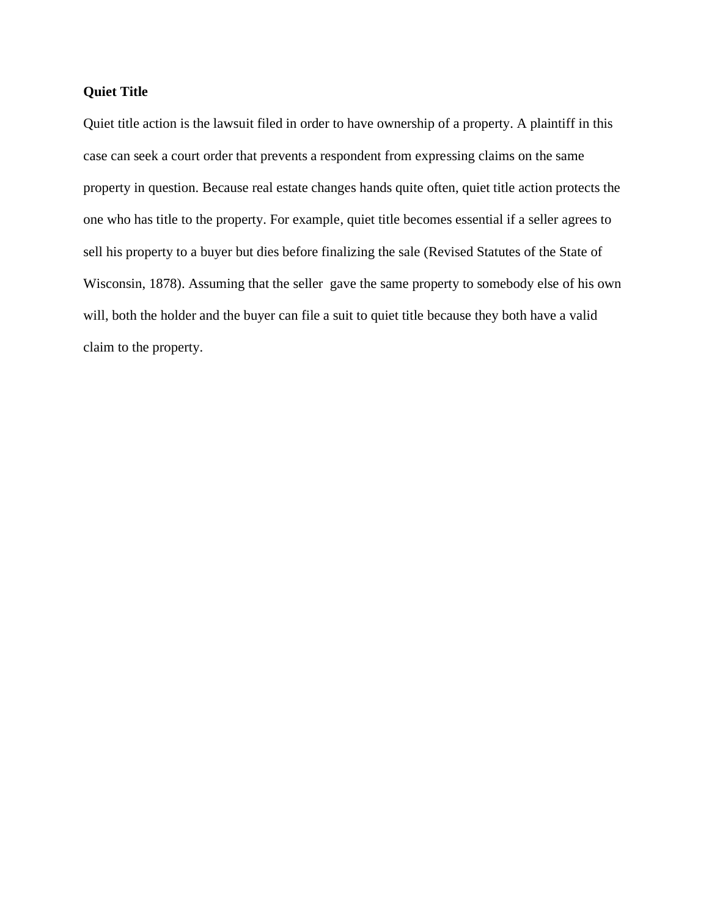**Quiet Title**

Quiet title action is the lawsuit filed in order to have ownership of a property. A plaintiff in this case can seek a court order that prevents a respondent from expressing claims on the same property in question. Because real estate changes hands quite often, quiet title action protects the one who has title to the property. For example, quiet title becomes essential if a seller agrees to sell his property to a buyer but dies before finalizing the sale (Revised Statutes of the State of Wisconsin, 1878). Assuming that the seller gave the same property to somebody else of his own will, both the holder and the buyer can file a suit to quiet title because they both have a valid claim to the property.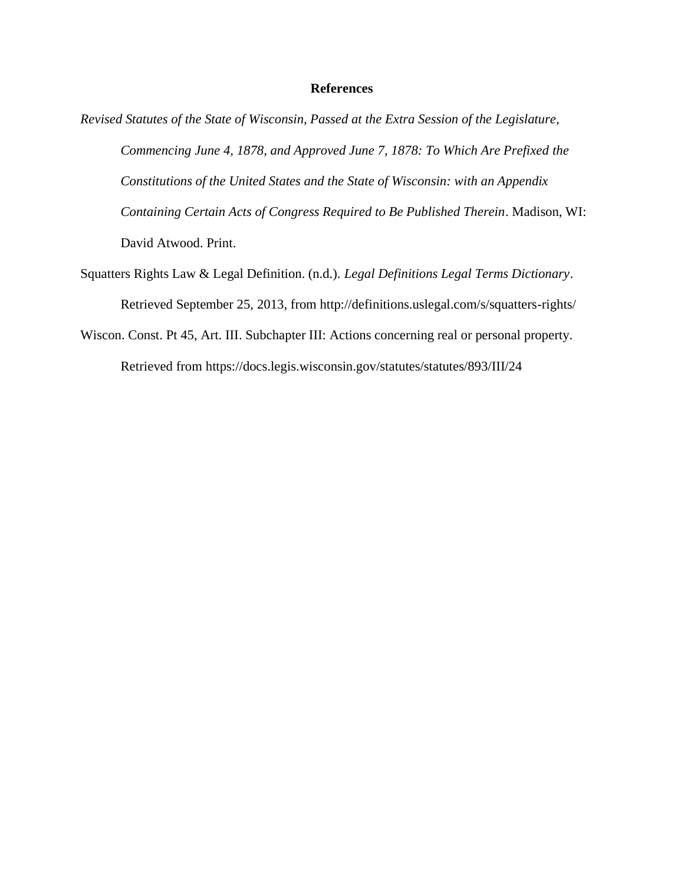# References

*Revised Statutes of the State of Wisconsin, Passed at the Extra Session of the Legislature, Commencing June 4, 1878, and Approved June 7, 1878: To Which Are Prefixed the Constitutions of the United States and the State of Wisconsin: with an Appendix Containing Certain Acts of Congress Required to Be Published Therein*. Madison, WI: David Atwood. Print.

Squatters Rights Law & Legal Definition. (n.d.). *Legal Definitions Legal Terms Dictionary*. Retrieved September 25, 2013, from http://definitions.uslegal.com/s/squatters-rights/

Wiscon. Const. Pt 45, Art. III. Subchapter III: Actions concerning real or personal property. Retrieved from https://docs.legis.wisconsin.gov/statutes/statutes/893/III/24